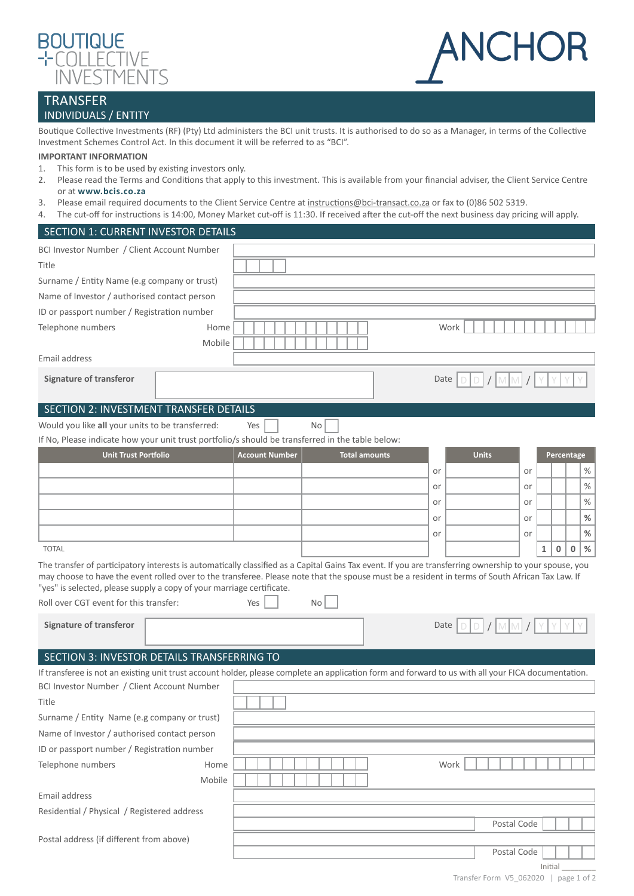BOUTIQUE
COLLECTIVE
INVESTMENTS

ANCHOR

# TRANSFER
## INDIVIDUALS / ENTITY

Boutique Collective Investments (RF) (Pty) Ltd administers the BCI unit trusts. It is authorised to do so as a Manager, in terms of the Collective Investment Schemes Control Act. In this document it will be referred to as "BCI".

**IMPORTANT INFORMATION**

1. This form is to be used by existing investors only.
2. Please read the Terms and Conditions that apply to this investment. This is available from your financial adviser, the Client Service Centre or at **www.bcis.co.za**
3. Please email required documents to the Client Service Centre at instructions@bci-transact.co.za or fax to (0)86 502 5319.
4. The cut-off for instructions is 14:00, Money Market cut-off is 11:30. If received after the cut-off the next business day pricing will apply.

## SECTION 1: CURRENT INVESTOR DETAILS

BCI Investor Number / Client Account Number

Title

Surname / Entity Name (e.g company or trust)

Name of Investor / authorised contact person

ID or passport number / Registration number

Telephone numbers Home Work

Mobile

Email address

**Signature of transferor** Date D D / M M / Y Y Y Y

## SECTION 2: INVESTMENT TRANSFER DETAILS

Would you like **all** your units to be transferred: Yes No

If No, Please indicate how your unit trust portfolio/s should be transferred in the table below:

| Unit Trust Portfolio | Account Number | Total amounts | | Units | | Percentage |
|---|---|---|---|---|---|---|
| | | | or | | or | % |
| | | | or | | or | % |
| | | | or | | or | % |
| | | | or | | or | % |
| | | | or | | or | % |
| TOTAL | | | | | | 100 % |

The transfer of participatory interests is automatically classified as a Capital Gains Tax event. If you are transferring ownership to your spouse, you may choose to have the event rolled over to the transferee. Please note that the spouse must be a resident in terms of South African Tax Law. If "yes" is selected, please supply a copy of your marriage certificate.

Roll over CGT event for this transfer: Yes No

**Signature of transferor** Date D D / M M / Y Y Y Y

## SECTION 3: INVESTOR DETAILS TRANSFERRING TO

If transferee is not an existing unit trust account holder, please complete an application form and forward to us with all your FICA documentation.

BCI Investor Number / Client Account Number

Title

Surname / Entity Name (e.g company or trust)

Name of Investor / authorised contact person

ID or passport number / Registration number

Telephone numbers Home Work

Mobile

Email address

Residential / Physical / Registered address

Postal Code

Postal address (if different from above)

Postal Code

Initial \_\_\_\_\_\_\_\_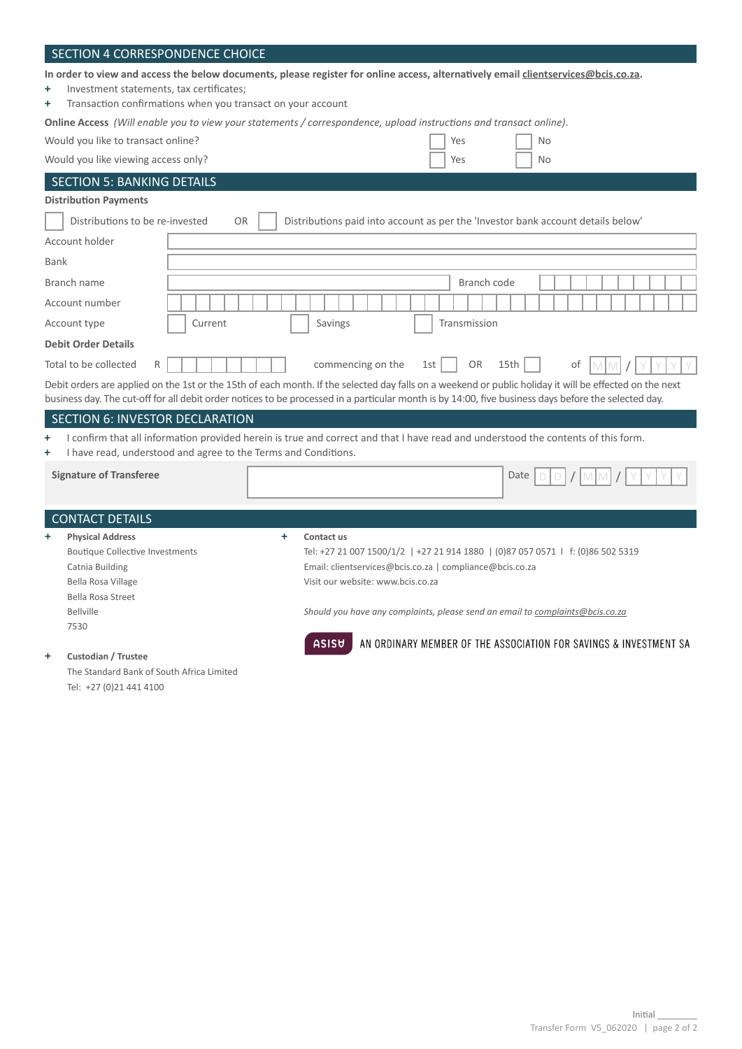## SECTION 4 CORRESPONDENCE CHOICE

**In order to view and access the below documents, please register for online access, alternatively email clientservices@bcis.co.za.**

- Investment statements, tax certificates;
- Transaction confirmations when you transact on your account

**Online Access** *(Will enable you to view your statements / correspondence, upload instructions and transact online).*

Would you like to transact online? ☐ Yes ☐ No

Would you like viewing access only? ☐ Yes ☐ No

## SECTION 5: BANKING DETAILS

**Distribution Payments**

☐ Distributions to be re-invested OR ☐ Distributions paid into account as per the 'Investor bank account details below'

Account holder

Bank

Branch name Branch code

Account number

Account type ☐ Current ☐ Savings ☐ Transmission

**Debit Order Details**

Total to be collected R commencing on the 1st ☐ OR 15th ☐ of MM / YYYY

Debit orders are applied on the 1st or the 15th of each month. If the selected day falls on a weekend or public holiday it will be effected on the next business day. The cut-off for all debit order notices to be processed in a particular month is by 14:00, five business days before the selected day.

## SECTION 6: INVESTOR DECLARATION

- I confirm that all information provided herein is true and correct and that I have read and understood the contents of this form.
- I have read, understood and agree to the Terms and Conditions.

**Signature of Transferee** Date DD / MM / YYYY

## CONTACT DETAILS

**Physical Address**
Boutique Collective Investments
Catnia Building
Bella Rosa Village
Bella Rosa Street
Bellville
7530

**Custodian / Trustee**
The Standard Bank of South Africa Limited
Tel: +27 (0)21 441 4100

**Contact us**
Tel: +27 21 007 1500/1/2 | +27 21 914 1880 | (0)87 057 0571 I f: (0)86 502 5319
Email: clientservices@bcis.co.za | compliance@bcis.co.za
Visit our website: www.bcis.co.za

*Should you have any complaints, please send an email to complaints@bcis.co.za*

ASISA AN ORDINARY MEMBER OF THE ASSOCIATION FOR SAVINGS & INVESTMENT SA

Initial ________

Transfer Form V5_062020